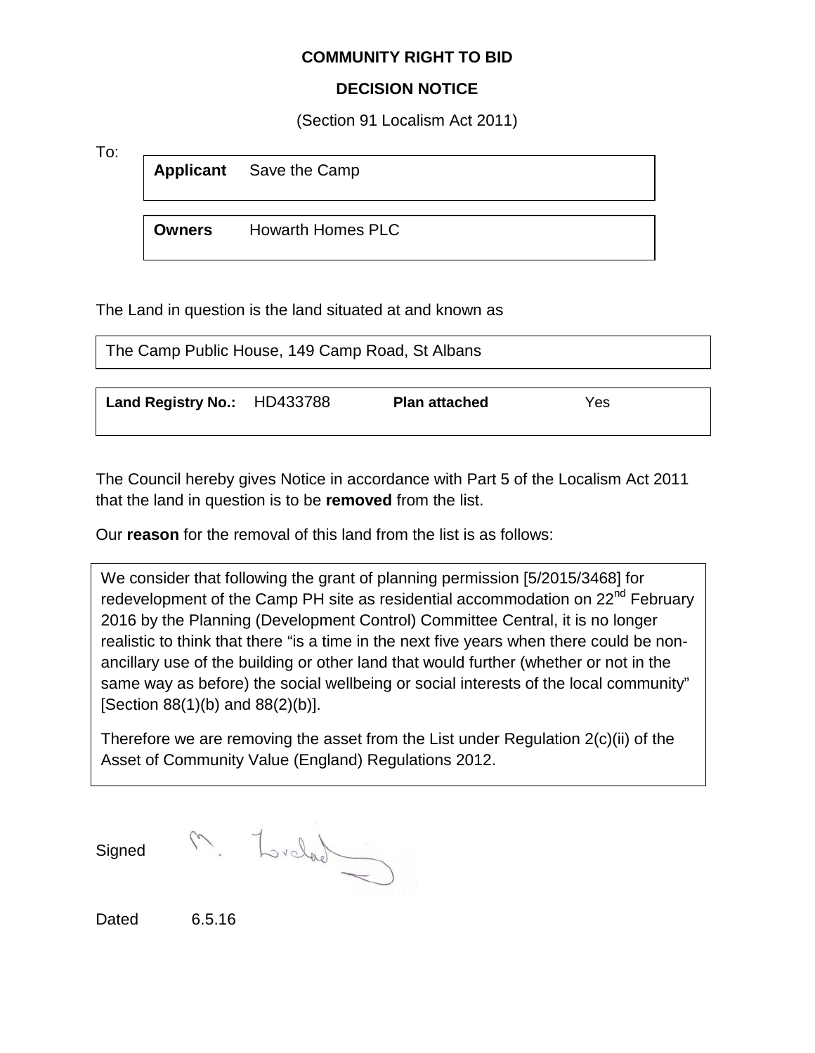**COMMUNITY RIGHT TO BID**

**DECISION NOTICE**

(Section 91 Localism Act 2011)

To:

| **Applicant** | Save the Camp |
|---|---|

| **Owners** | Howarth Homes PLC |
|---|---|

The Land in question is the land situated at and known as

The Camp Public House, 149 Camp Road, St Albans

| **Land Registry No.:** | HD433788 | **Plan attached** | Yes |
|---|---|---|---|

The Council hereby gives Notice in accordance with Part 5 of the Localism Act 2011 that the land in question is to be **removed** from the list.

Our **reason** for the removal of this land from the list is as follows:

We consider that following the grant of planning permission [5/2015/3468] for redevelopment of the Camp PH site as residential accommodation on 22nd February 2016 by the Planning (Development Control) Committee Central, it is no longer realistic to think that there "is a time in the next five years when there could be non-ancillary use of the building or other land that would further (whether or not in the same way as before) the social wellbeing or social interests of the local community" [Section 88(1)(b) and 88(2)(b)].

Therefore we are removing the asset from the List under Regulation 2(c)(ii) of the Asset of Community Value (England) Regulations 2012.

Signed M. Lovelock

Dated 6.5.16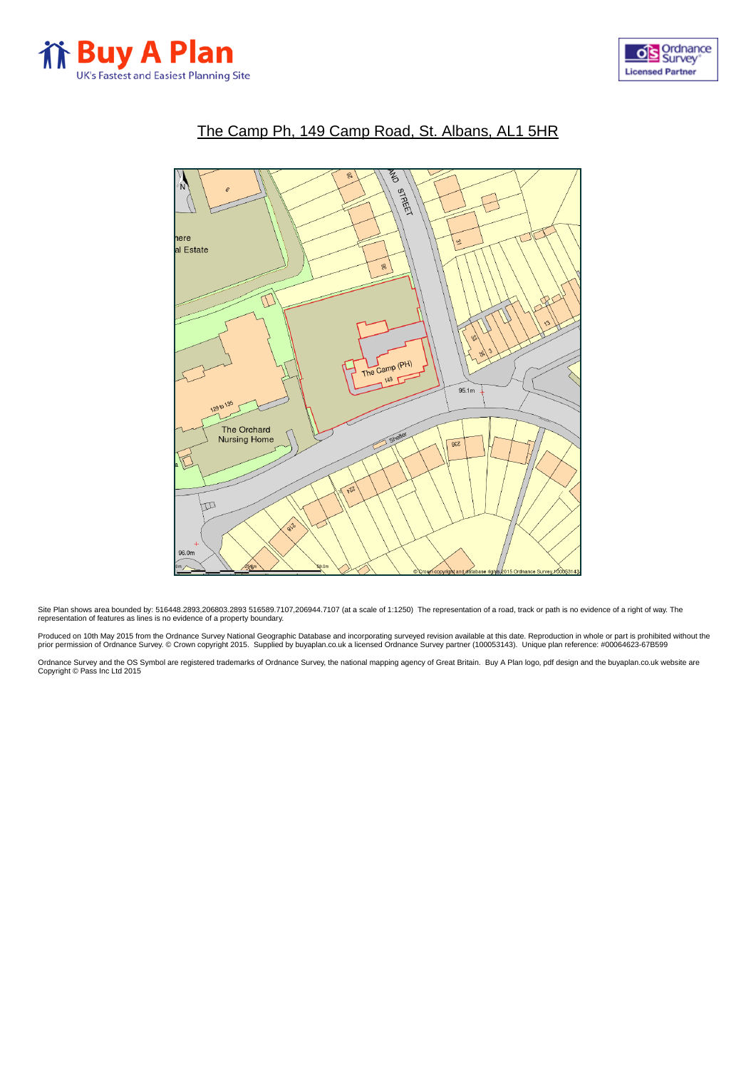Buy A Plan
UK's Fastest and Easiest Planning Site

Ordnance Survey
Licensed Partner

# The Camp Ph, 149 Camp Road, St. Albans, AL1 5HR

N
here
al Estate
STREET
The Camp (PH)
149
95.1m
129 to 135
The Orchard
Nursing Home
Shelter
236
224
216
96.0m
© Crown copyright and database rights 2015 Ordnance Survey 100053143

Site Plan shows area bounded by: 516448.2893,206803.2893 516589.7107,206944.7107 (at a scale of 1:1250) The representation of a road, track or path is no evidence of a right of way. The representation of features as lines is no evidence of a property boundary.

Produced on 10th May 2015 from the Ordnance Survey National Geographic Database and incorporating surveyed revision available at this date. Reproduction in whole or part is prohibited without the prior permission of Ordnance Survey. © Crown copyright 2015. Supplied by buyaplan.co.uk a licensed Ordnance Survey partner (100053143). Unique plan reference: #00064623-67B599

Ordnance Survey and the OS Symbol are registered trademarks of Ordnance Survey, the national mapping agency of Great Britain. Buy A Plan logo, pdf design and the buyaplan.co.uk website are Copyright © Pass Inc Ltd 2015